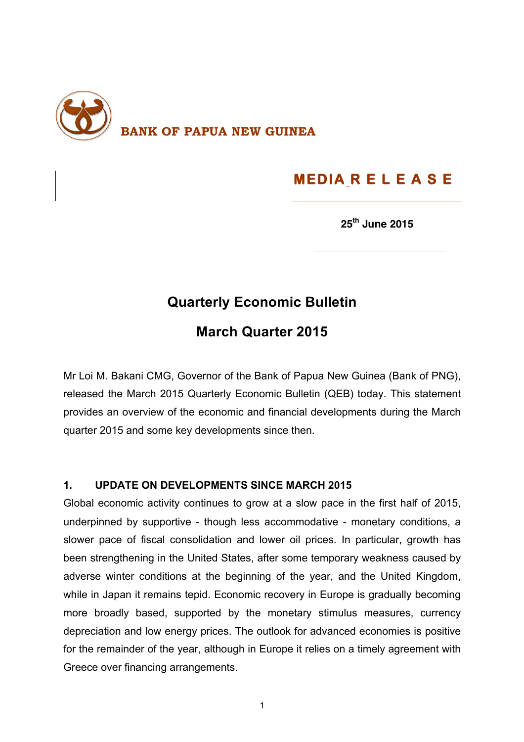**BANK OF PAPUA NEW GUINEA**

**MEDIA RELEASE**

**25th June 2015**

# Quarterly Economic Bulletin

# March Quarter 2015

Mr Loi M. Bakani CMG, Governor of the Bank of Papua New Guinea (Bank of PNG), released the March 2015 Quarterly Economic Bulletin (QEB) today. This statement provides an overview of the economic and financial developments during the March quarter 2015 and some key developments since then.

## 1. UPDATE ON DEVELOPMENTS SINCE MARCH 2015

Global economic activity continues to grow at a slow pace in the first half of 2015, underpinned by supportive - though less accommodative - monetary conditions, a slower pace of fiscal consolidation and lower oil prices. In particular, growth has been strengthening in the United States, after some temporary weakness caused by adverse winter conditions at the beginning of the year, and the United Kingdom, while in Japan it remains tepid. Economic recovery in Europe is gradually becoming more broadly based, supported by the monetary stimulus measures, currency depreciation and low energy prices. The outlook for advanced economies is positive for the remainder of the year, although in Europe it relies on a timely agreement with Greece over financing arrangements.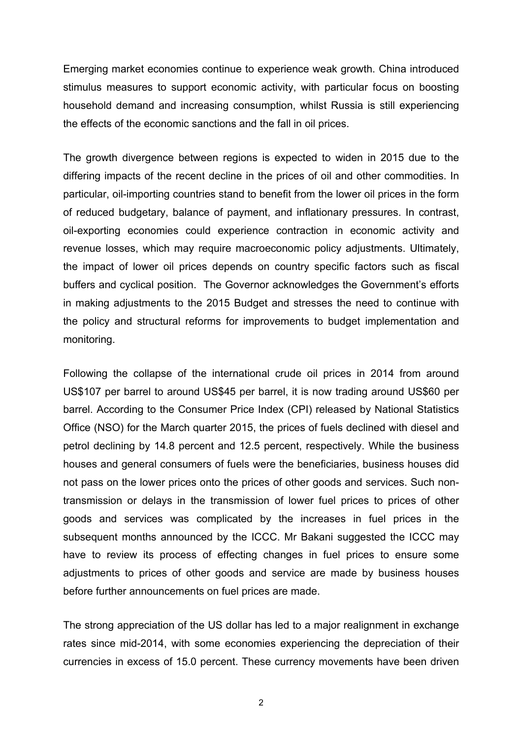Emerging market economies continue to experience weak growth. China introduced stimulus measures to support economic activity, with particular focus on boosting household demand and increasing consumption, whilst Russia is still experiencing the effects of the economic sanctions and the fall in oil prices.

The growth divergence between regions is expected to widen in 2015 due to the differing impacts of the recent decline in the prices of oil and other commodities. In particular, oil-importing countries stand to benefit from the lower oil prices in the form of reduced budgetary, balance of payment, and inflationary pressures. In contrast, oil-exporting economies could experience contraction in economic activity and revenue losses, which may require macroeconomic policy adjustments. Ultimately, the impact of lower oil prices depends on country specific factors such as fiscal buffers and cyclical position. The Governor acknowledges the Government's efforts in making adjustments to the 2015 Budget and stresses the need to continue with the policy and structural reforms for improvements to budget implementation and monitoring.

Following the collapse of the international crude oil prices in 2014 from around US$107 per barrel to around US$45 per barrel, it is now trading around US$60 per barrel. According to the Consumer Price Index (CPI) released by National Statistics Office (NSO) for the March quarter 2015, the prices of fuels declined with diesel and petrol declining by 14.8 percent and 12.5 percent, respectively. While the business houses and general consumers of fuels were the beneficiaries, business houses did not pass on the lower prices onto the prices of other goods and services. Such non-transmission or delays in the transmission of lower fuel prices to prices of other goods and services was complicated by the increases in fuel prices in the subsequent months announced by the ICCC. Mr Bakani suggested the ICCC may have to review its process of effecting changes in fuel prices to ensure some adjustments to prices of other goods and service are made by business houses before further announcements on fuel prices are made.

The strong appreciation of the US dollar has led to a major realignment in exchange rates since mid-2014, with some economies experiencing the depreciation of their currencies in excess of 15.0 percent. These currency movements have been driven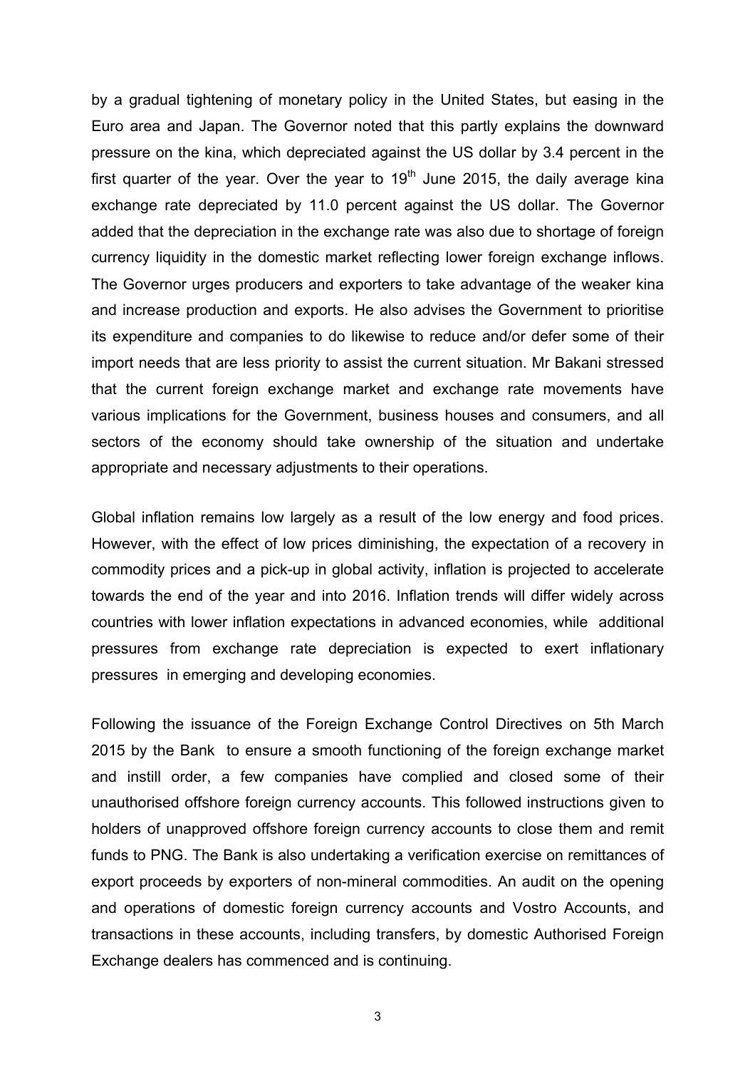by a gradual tightening of monetary policy in the United States, but easing in the Euro area and Japan. The Governor noted that this partly explains the downward pressure on the kina, which depreciated against the US dollar by 3.4 percent in the first quarter of the year. Over the year to 19th June 2015, the daily average kina exchange rate depreciated by 11.0 percent against the US dollar. The Governor added that the depreciation in the exchange rate was also due to shortage of foreign currency liquidity in the domestic market reflecting lower foreign exchange inflows. The Governor urges producers and exporters to take advantage of the weaker kina and increase production and exports. He also advises the Government to prioritise its expenditure and companies to do likewise to reduce and/or defer some of their import needs that are less priority to assist the current situation. Mr Bakani stressed that the current foreign exchange market and exchange rate movements have various implications for the Government, business houses and consumers, and all sectors of the economy should take ownership of the situation and undertake appropriate and necessary adjustments to their operations.

Global inflation remains low largely as a result of the low energy and food prices. However, with the effect of low prices diminishing, the expectation of a recovery in commodity prices and a pick-up in global activity, inflation is projected to accelerate towards the end of the year and into 2016. Inflation trends will differ widely across countries with lower inflation expectations in advanced economies, while additional pressures from exchange rate depreciation is expected to exert inflationary pressures in emerging and developing economies.

Following the issuance of the Foreign Exchange Control Directives on 5th March 2015 by the Bank to ensure a smooth functioning of the foreign exchange market and instill order, a few companies have complied and closed some of their unauthorised offshore foreign currency accounts. This followed instructions given to holders of unapproved offshore foreign currency accounts to close them and remit funds to PNG. The Bank is also undertaking a verification exercise on remittances of export proceeds by exporters of non-mineral commodities. An audit on the opening and operations of domestic foreign currency accounts and Vostro Accounts, and transactions in these accounts, including transfers, by domestic Authorised Foreign Exchange dealers has commenced and is continuing.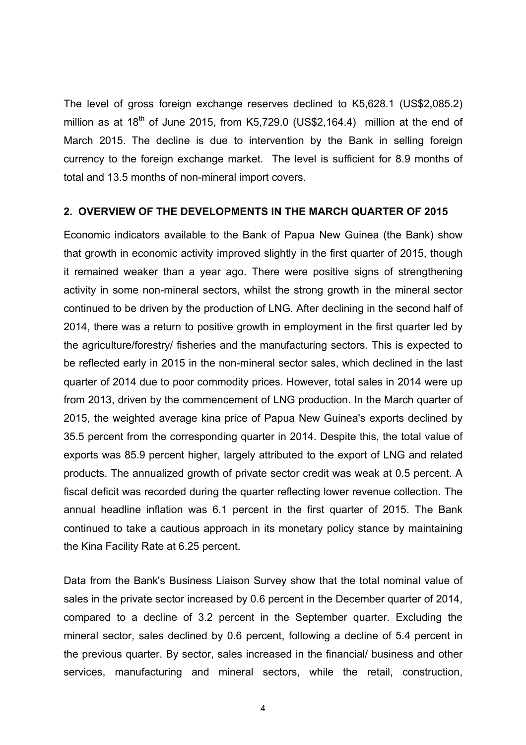The level of gross foreign exchange reserves declined to K5,628.1 (US$2,085.2) million as at 18th of June 2015, from K5,729.0 (US$2,164.4) million at the end of March 2015. The decline is due to intervention by the Bank in selling foreign currency to the foreign exchange market. The level is sufficient for 8.9 months of total and 13.5 months of non-mineral import covers.

## 2. OVERVIEW OF THE DEVELOPMENTS IN THE MARCH QUARTER OF 2015

Economic indicators available to the Bank of Papua New Guinea (the Bank) show that growth in economic activity improved slightly in the first quarter of 2015, though it remained weaker than a year ago. There were positive signs of strengthening activity in some non-mineral sectors, whilst the strong growth in the mineral sector continued to be driven by the production of LNG. After declining in the second half of 2014, there was a return to positive growth in employment in the first quarter led by the agriculture/forestry/ fisheries and the manufacturing sectors. This is expected to be reflected early in 2015 in the non-mineral sector sales, which declined in the last quarter of 2014 due to poor commodity prices. However, total sales in 2014 were up from 2013, driven by the commencement of LNG production. In the March quarter of 2015, the weighted average kina price of Papua New Guinea's exports declined by 35.5 percent from the corresponding quarter in 2014. Despite this, the total value of exports was 85.9 percent higher, largely attributed to the export of LNG and related products. The annualized growth of private sector credit was weak at 0.5 percent. A fiscal deficit was recorded during the quarter reflecting lower revenue collection. The annual headline inflation was 6.1 percent in the first quarter of 2015. The Bank continued to take a cautious approach in its monetary policy stance by maintaining the Kina Facility Rate at 6.25 percent.

Data from the Bank's Business Liaison Survey show that the total nominal value of sales in the private sector increased by 0.6 percent in the December quarter of 2014, compared to a decline of 3.2 percent in the September quarter. Excluding the mineral sector, sales declined by 0.6 percent, following a decline of 5.4 percent in the previous quarter. By sector, sales increased in the financial/ business and other services, manufacturing and mineral sectors, while the retail, construction,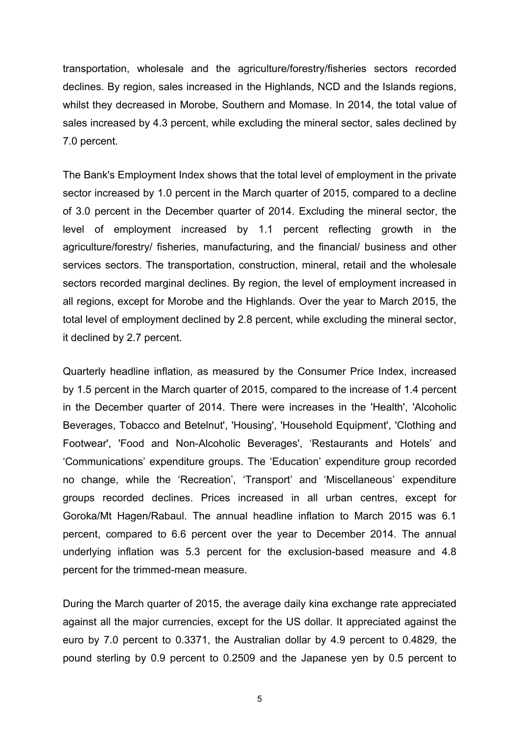transportation, wholesale and the agriculture/forestry/fisheries sectors recorded declines. By region, sales increased in the Highlands, NCD and the Islands regions, whilst they decreased in Morobe, Southern and Momase. In 2014, the total value of sales increased by 4.3 percent, while excluding the mineral sector, sales declined by 7.0 percent.

The Bank's Employment Index shows that the total level of employment in the private sector increased by 1.0 percent in the March quarter of 2015, compared to a decline of 3.0 percent in the December quarter of 2014. Excluding the mineral sector, the level of employment increased by 1.1 percent reflecting growth in the agriculture/forestry/ fisheries, manufacturing, and the financial/ business and other services sectors. The transportation, construction, mineral, retail and the wholesale sectors recorded marginal declines. By region, the level of employment increased in all regions, except for Morobe and the Highlands. Over the year to March 2015, the total level of employment declined by 2.8 percent, while excluding the mineral sector, it declined by 2.7 percent.

Quarterly headline inflation, as measured by the Consumer Price Index, increased by 1.5 percent in the March quarter of 2015, compared to the increase of 1.4 percent in the December quarter of 2014. There were increases in the 'Health', 'Alcoholic Beverages, Tobacco and Betelnut', 'Housing', 'Household Equipment', 'Clothing and Footwear', 'Food and Non-Alcoholic Beverages', 'Restaurants and Hotels' and 'Communications' expenditure groups. The 'Education' expenditure group recorded no change, while the 'Recreation', 'Transport' and 'Miscellaneous' expenditure groups recorded declines. Prices increased in all urban centres, except for Goroka/Mt Hagen/Rabaul. The annual headline inflation to March 2015 was 6.1 percent, compared to 6.6 percent over the year to December 2014. The annual underlying inflation was 5.3 percent for the exclusion-based measure and 4.8 percent for the trimmed-mean measure.

During the March quarter of 2015, the average daily kina exchange rate appreciated against all the major currencies, except for the US dollar. It appreciated against the euro by 7.0 percent to 0.3371, the Australian dollar by 4.9 percent to 0.4829, the pound sterling by 0.9 percent to 0.2509 and the Japanese yen by 0.5 percent to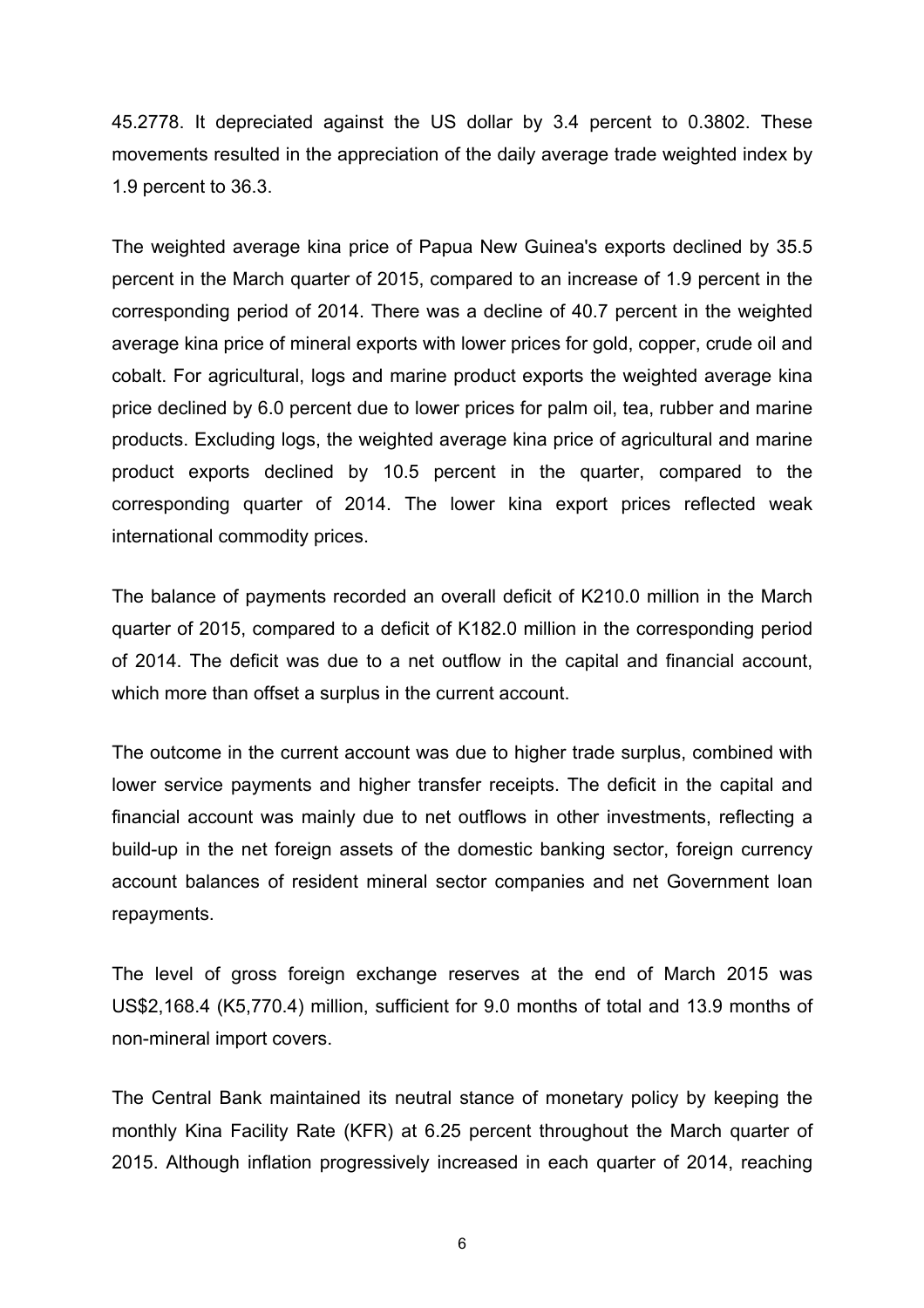45.2778. It depreciated against the US dollar by 3.4 percent to 0.3802. These movements resulted in the appreciation of the daily average trade weighted index by 1.9 percent to 36.3.

The weighted average kina price of Papua New Guinea's exports declined by 35.5 percent in the March quarter of 2015, compared to an increase of 1.9 percent in the corresponding period of 2014. There was a decline of 40.7 percent in the weighted average kina price of mineral exports with lower prices for gold, copper, crude oil and cobalt. For agricultural, logs and marine product exports the weighted average kina price declined by 6.0 percent due to lower prices for palm oil, tea, rubber and marine products. Excluding logs, the weighted average kina price of agricultural and marine product exports declined by 10.5 percent in the quarter, compared to the corresponding quarter of 2014. The lower kina export prices reflected weak international commodity prices.

The balance of payments recorded an overall deficit of K210.0 million in the March quarter of 2015, compared to a deficit of K182.0 million in the corresponding period of 2014. The deficit was due to a net outflow in the capital and financial account, which more than offset a surplus in the current account.

The outcome in the current account was due to higher trade surplus, combined with lower service payments and higher transfer receipts. The deficit in the capital and financial account was mainly due to net outflows in other investments, reflecting a build-up in the net foreign assets of the domestic banking sector, foreign currency account balances of resident mineral sector companies and net Government loan repayments.

The level of gross foreign exchange reserves at the end of March 2015 was US$2,168.4 (K5,770.4) million, sufficient for 9.0 months of total and 13.9 months of non-mineral import covers.

The Central Bank maintained its neutral stance of monetary policy by keeping the monthly Kina Facility Rate (KFR) at 6.25 percent throughout the March quarter of 2015. Although inflation progressively increased in each quarter of 2014, reaching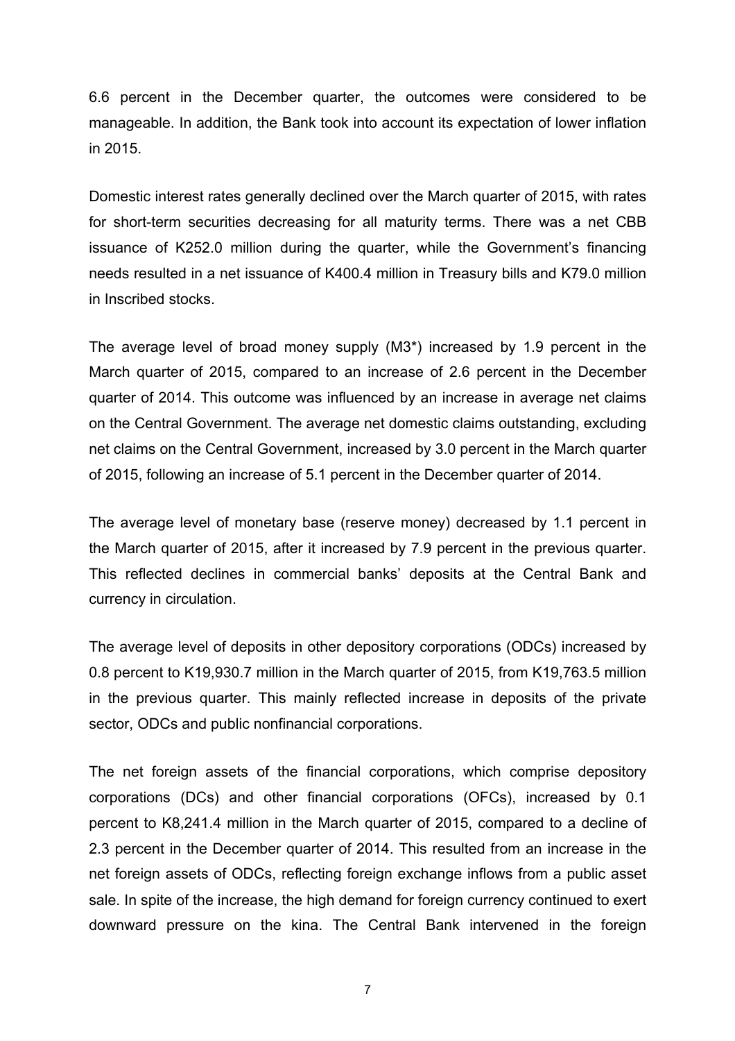6.6 percent in the December quarter, the outcomes were considered to be manageable. In addition, the Bank took into account its expectation of lower inflation in 2015.

Domestic interest rates generally declined over the March quarter of 2015, with rates for short-term securities decreasing for all maturity terms. There was a net CBB issuance of K252.0 million during the quarter, while the Government's financing needs resulted in a net issuance of K400.4 million in Treasury bills and K79.0 million in Inscribed stocks.

The average level of broad money supply (M3*) increased by 1.9 percent in the March quarter of 2015, compared to an increase of 2.6 percent in the December quarter of 2014. This outcome was influenced by an increase in average net claims on the Central Government. The average net domestic claims outstanding, excluding net claims on the Central Government, increased by 3.0 percent in the March quarter of 2015, following an increase of 5.1 percent in the December quarter of 2014.

The average level of monetary base (reserve money) decreased by 1.1 percent in the March quarter of 2015, after it increased by 7.9 percent in the previous quarter. This reflected declines in commercial banks' deposits at the Central Bank and currency in circulation.

The average level of deposits in other depository corporations (ODCs) increased by 0.8 percent to K19,930.7 million in the March quarter of 2015, from K19,763.5 million in the previous quarter. This mainly reflected increase in deposits of the private sector, ODCs and public nonfinancial corporations.

The net foreign assets of the financial corporations, which comprise depository corporations (DCs) and other financial corporations (OFCs), increased by 0.1 percent to K8,241.4 million in the March quarter of 2015, compared to a decline of 2.3 percent in the December quarter of 2014. This resulted from an increase in the net foreign assets of ODCs, reflecting foreign exchange inflows from a public asset sale. In spite of the increase, the high demand for foreign currency continued to exert downward pressure on the kina. The Central Bank intervened in the foreign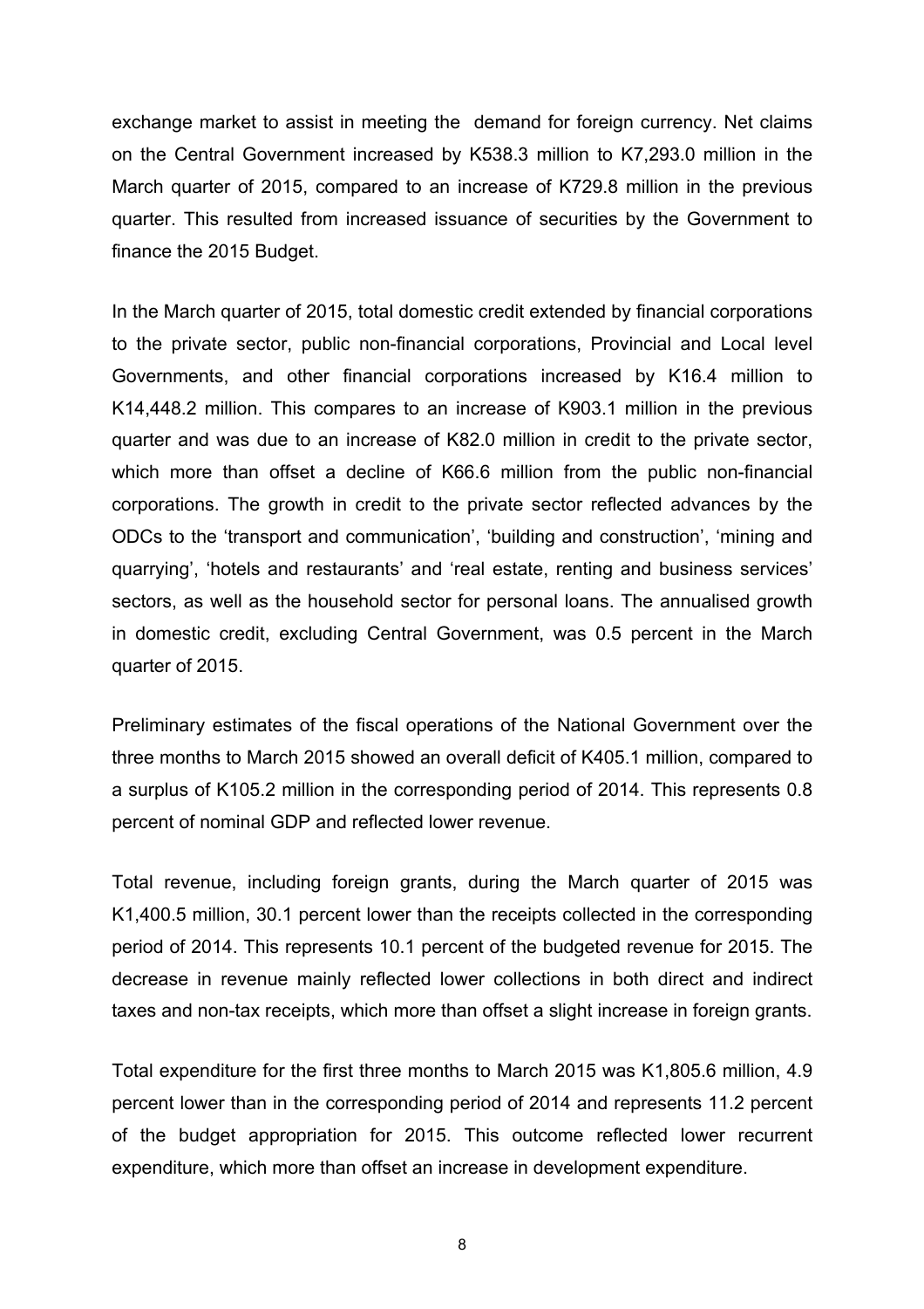exchange market to assist in meeting the demand for foreign currency. Net claims on the Central Government increased by K538.3 million to K7,293.0 million in the March quarter of 2015, compared to an increase of K729.8 million in the previous quarter. This resulted from increased issuance of securities by the Government to finance the 2015 Budget.

In the March quarter of 2015, total domestic credit extended by financial corporations to the private sector, public non-financial corporations, Provincial and Local level Governments, and other financial corporations increased by K16.4 million to K14,448.2 million. This compares to an increase of K903.1 million in the previous quarter and was due to an increase of K82.0 million in credit to the private sector, which more than offset a decline of K66.6 million from the public non-financial corporations. The growth in credit to the private sector reflected advances by the ODCs to the 'transport and communication', 'building and construction', 'mining and quarrying', 'hotels and restaurants' and 'real estate, renting and business services' sectors, as well as the household sector for personal loans. The annualised growth in domestic credit, excluding Central Government, was 0.5 percent in the March quarter of 2015.

Preliminary estimates of the fiscal operations of the National Government over the three months to March 2015 showed an overall deficit of K405.1 million, compared to a surplus of K105.2 million in the corresponding period of 2014. This represents 0.8 percent of nominal GDP and reflected lower revenue.

Total revenue, including foreign grants, during the March quarter of 2015 was K1,400.5 million, 30.1 percent lower than the receipts collected in the corresponding period of 2014. This represents 10.1 percent of the budgeted revenue for 2015. The decrease in revenue mainly reflected lower collections in both direct and indirect taxes and non-tax receipts, which more than offset a slight increase in foreign grants.

Total expenditure for the first three months to March 2015 was K1,805.6 million, 4.9 percent lower than in the corresponding period of 2014 and represents 11.2 percent of the budget appropriation for 2015. This outcome reflected lower recurrent expenditure, which more than offset an increase in development expenditure.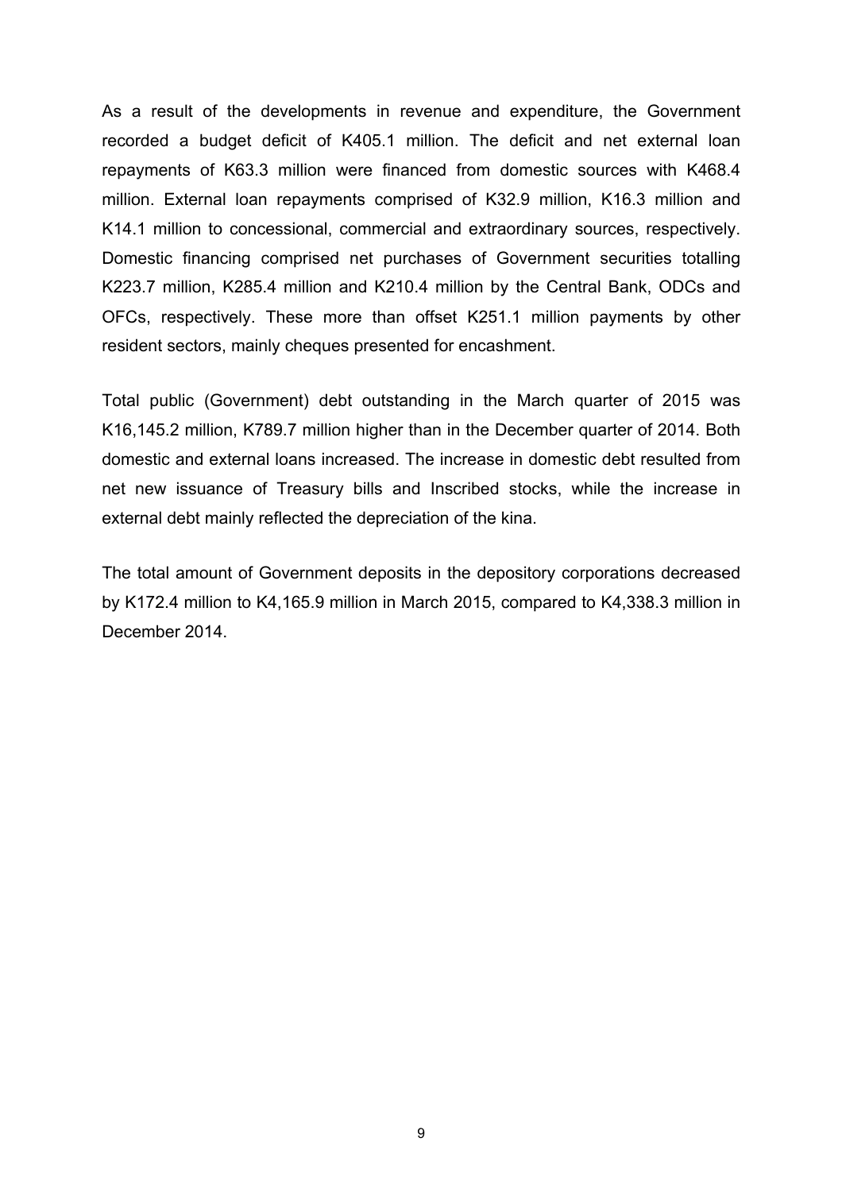As a result of the developments in revenue and expenditure, the Government recorded a budget deficit of K405.1 million. The deficit and net external loan repayments of K63.3 million were financed from domestic sources with K468.4 million. External loan repayments comprised of K32.9 million, K16.3 million and K14.1 million to concessional, commercial and extraordinary sources, respectively. Domestic financing comprised net purchases of Government securities totalling K223.7 million, K285.4 million and K210.4 million by the Central Bank, ODCs and OFCs, respectively. These more than offset K251.1 million payments by other resident sectors, mainly cheques presented for encashment.

Total public (Government) debt outstanding in the March quarter of 2015 was K16,145.2 million, K789.7 million higher than in the December quarter of 2014. Both domestic and external loans increased. The increase in domestic debt resulted from net new issuance of Treasury bills and Inscribed stocks, while the increase in external debt mainly reflected the depreciation of the kina.

The total amount of Government deposits in the depository corporations decreased by K172.4 million to K4,165.9 million in March 2015, compared to K4,338.3 million in December 2014.